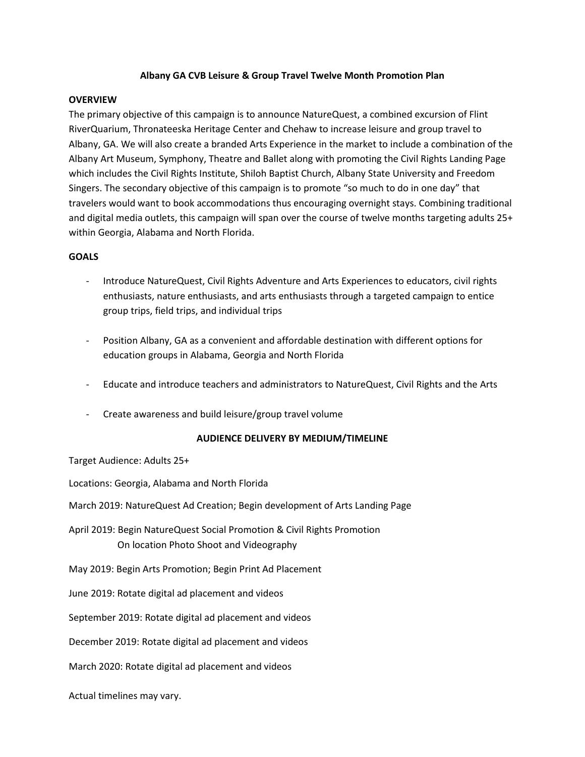# Albany GA CVB Leisure & Group Travel Twelve Month Promotion Plan

## OVERVIEW

The primary objective of this campaign is to announce NatureQuest, a combined excursion of Flint RiverQuarium, Thronateeska Heritage Center and Chehaw to increase leisure and group travel to Albany, GA. We will also create a branded Arts Experience in the market to include a combination of the Albany Art Museum, Symphony, Theatre and Ballet along with promoting the Civil Rights Landing Page which includes the Civil Rights Institute, Shiloh Baptist Church, Albany State University and Freedom Singers. The secondary objective of this campaign is to promote "so much to do in one day" that travelers would want to book accommodations thus encouraging overnight stays. Combining traditional and digital media outlets, this campaign will span over the course of twelve months targeting adults 25+ within Georgia, Alabama and North Florida.

## GOALS

- Introduce NatureQuest, Civil Rights Adventure and Arts Experiences to educators, civil rights enthusiasts, nature enthusiasts, and arts enthusiasts through a targeted campaign to entice group trips, field trips, and individual trips

- Position Albany, GA as a convenient and affordable destination with different options for education groups in Alabama, Georgia and North Florida

- Educate and introduce teachers and administrators to NatureQuest, Civil Rights and the Arts

- Create awareness and build leisure/group travel volume

## AUDIENCE DELIVERY BY MEDIUM/TIMELINE

Target Audience: Adults 25+

Locations: Georgia, Alabama and North Florida

March 2019: NatureQuest Ad Creation; Begin development of Arts Landing Page

April 2019: Begin NatureQuest Social Promotion & Civil Rights Promotion
On location Photo Shoot and Videography

May 2019: Begin Arts Promotion; Begin Print Ad Placement

June 2019: Rotate digital ad placement and videos

September 2019: Rotate digital ad placement and videos

December 2019: Rotate digital ad placement and videos

March 2020: Rotate digital ad placement and videos

Actual timelines may vary.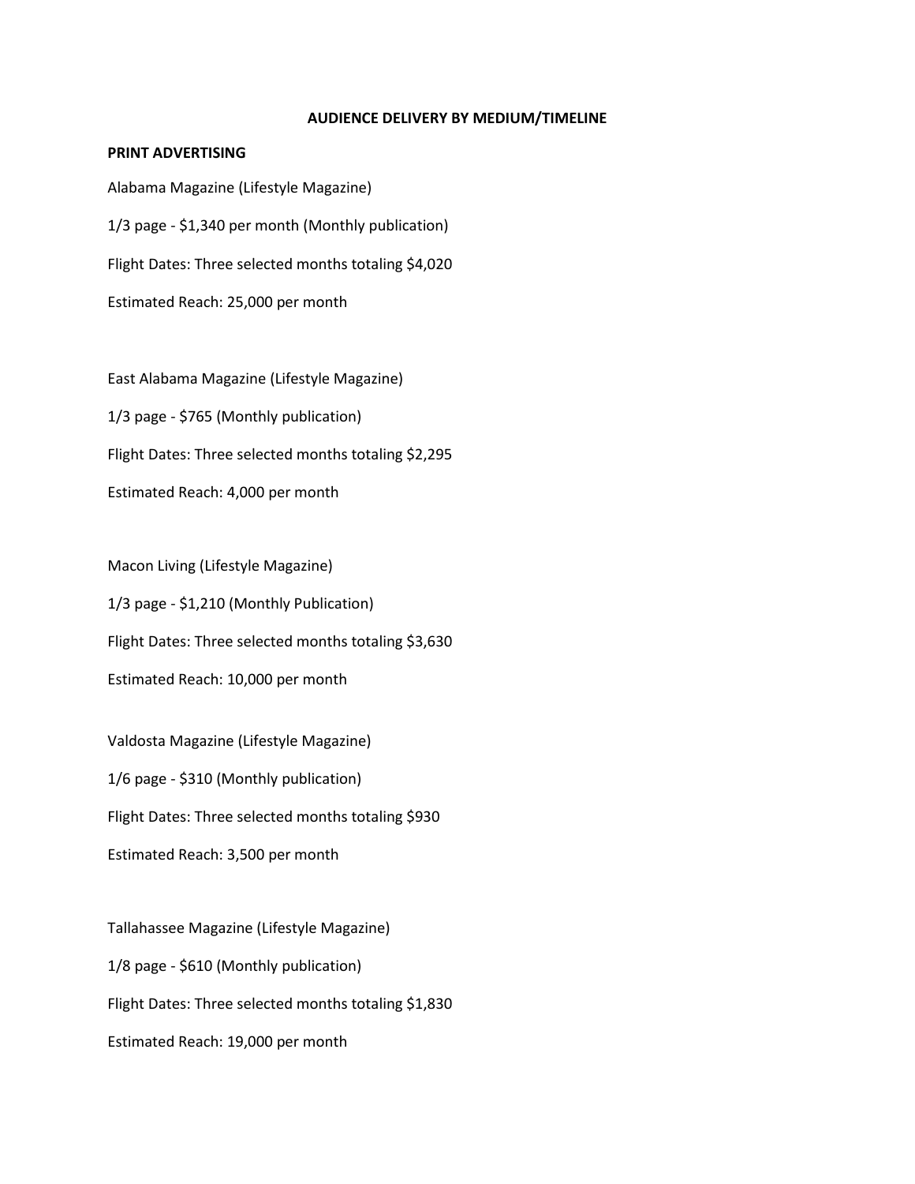## AUDIENCE DELIVERY BY MEDIUM/TIMELINE

### PRINT ADVERTISING

Alabama Magazine (Lifestyle Magazine)

1/3 page - $1,340 per month (Monthly publication)

Flight Dates: Three selected months totaling $4,020

Estimated Reach: 25,000 per month

East Alabama Magazine (Lifestyle Magazine)

1/3 page - $765 (Monthly publication)

Flight Dates: Three selected months totaling $2,295

Estimated Reach: 4,000 per month

Macon Living (Lifestyle Magazine)

1/3 page - $1,210 (Monthly Publication)

Flight Dates: Three selected months totaling $3,630

Estimated Reach: 10,000 per month

Valdosta Magazine (Lifestyle Magazine)

1/6 page - $310 (Monthly publication)

Flight Dates: Three selected months totaling $930

Estimated Reach: 3,500 per month

Tallahassee Magazine (Lifestyle Magazine)

1/8 page - $610 (Monthly publication)

Flight Dates: Three selected months totaling $1,830

Estimated Reach: 19,000 per month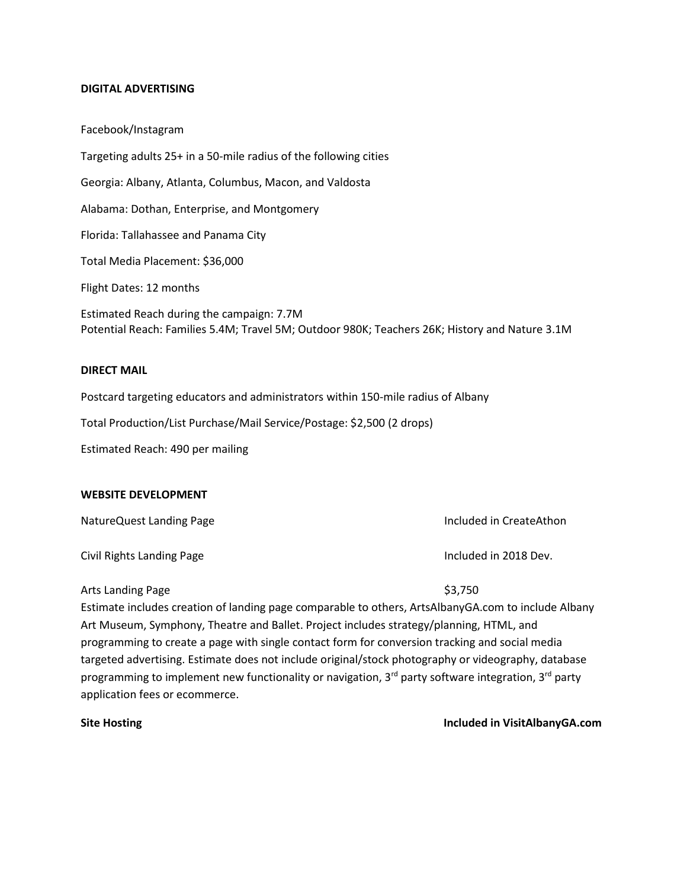**DIGITAL ADVERTISING**

Facebook/Instagram

Targeting adults 25+ in a 50-mile radius of the following cities

Georgia: Albany, Atlanta, Columbus, Macon, and Valdosta

Alabama: Dothan, Enterprise, and Montgomery

Florida: Tallahassee and Panama City

Total Media Placement: $36,000

Flight Dates: 12 months

Estimated Reach during the campaign: 7.7M
Potential Reach: Families 5.4M; Travel 5M; Outdoor 980K; Teachers 26K; History and Nature 3.1M

**DIRECT MAIL**

Postcard targeting educators and administrators within 150-mile radius of Albany

Total Production/List Purchase/Mail Service/Postage: $2,500 (2 drops)

Estimated Reach: 490 per mailing

**WEBSITE DEVELOPMENT**

NatureQuest Landing Page — Included in CreateAthon

Civil Rights Landing Page — Included in 2018 Dev.

Arts Landing Page — $3,750

Estimate includes creation of landing page comparable to others, ArtsAlbanyGA.com to include Albany Art Museum, Symphony, Theatre and Ballet. Project includes strategy/planning, HTML, and programming to create a page with single contact form for conversion tracking and social media targeted advertising. Estimate does not include original/stock photography or videography, database programming to implement new functionality or navigation, 3rd party software integration, 3rd party application fees or ecommerce.

**Site Hosting** — **Included in VisitAlbanyGA.com**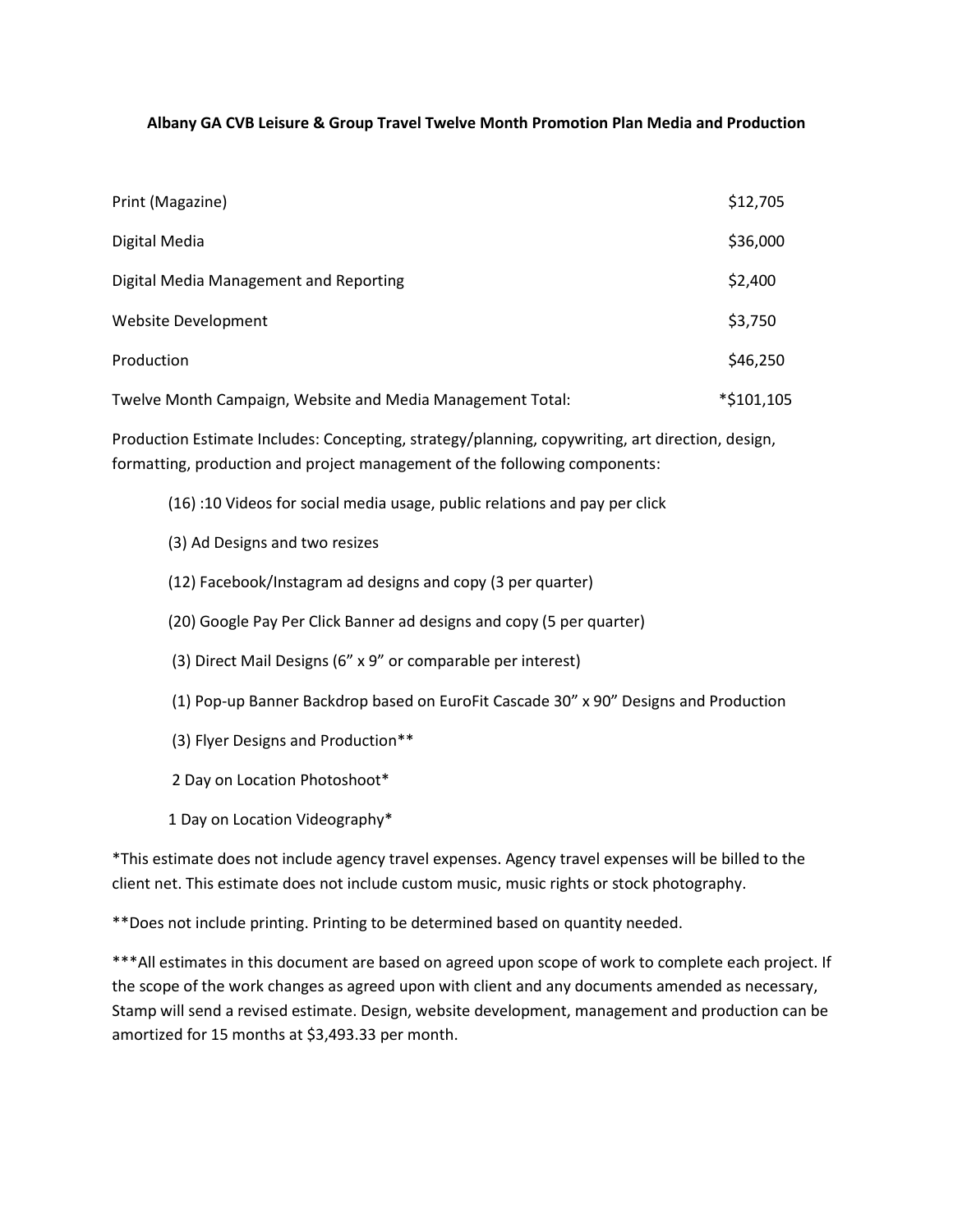**Albany GA CVB Leisure & Group Travel Twelve Month Promotion Plan Media and Production**

| | |
|---|---|
| Print (Magazine) | $12,705 |
| Digital Media | $36,000 |
| Digital Media Management and Reporting | $2,400 |
| Website Development | $3,750 |
| Production | $46,250 |
| Twelve Month Campaign, Website and Media Management Total: | *$101,105 |

Production Estimate Includes: Concepting, strategy/planning, copywriting, art direction, design, formatting, production and project management of the following components:

- (16) :10 Videos for social media usage, public relations and pay per click
- (3) Ad Designs and two resizes
- (12) Facebook/Instagram ad designs and copy (3 per quarter)
- (20) Google Pay Per Click Banner ad designs and copy (5 per quarter)
- (3) Direct Mail Designs (6" x 9" or comparable per interest)
- (1) Pop-up Banner Backdrop based on EuroFit Cascade 30" x 90" Designs and Production
- (3) Flyer Designs and Production**
- 2 Day on Location Photoshoot*
- 1 Day on Location Videography*

*This estimate does not include agency travel expenses. Agency travel expenses will be billed to the client net. This estimate does not include custom music, music rights or stock photography.

**Does not include printing. Printing to be determined based on quantity needed.

***All estimates in this document are based on agreed upon scope of work to complete each project. If the scope of the work changes as agreed upon with client and any documents amended as necessary, Stamp will send a revised estimate. Design, website development, management and production can be amortized for 15 months at $3,493.33 per month.